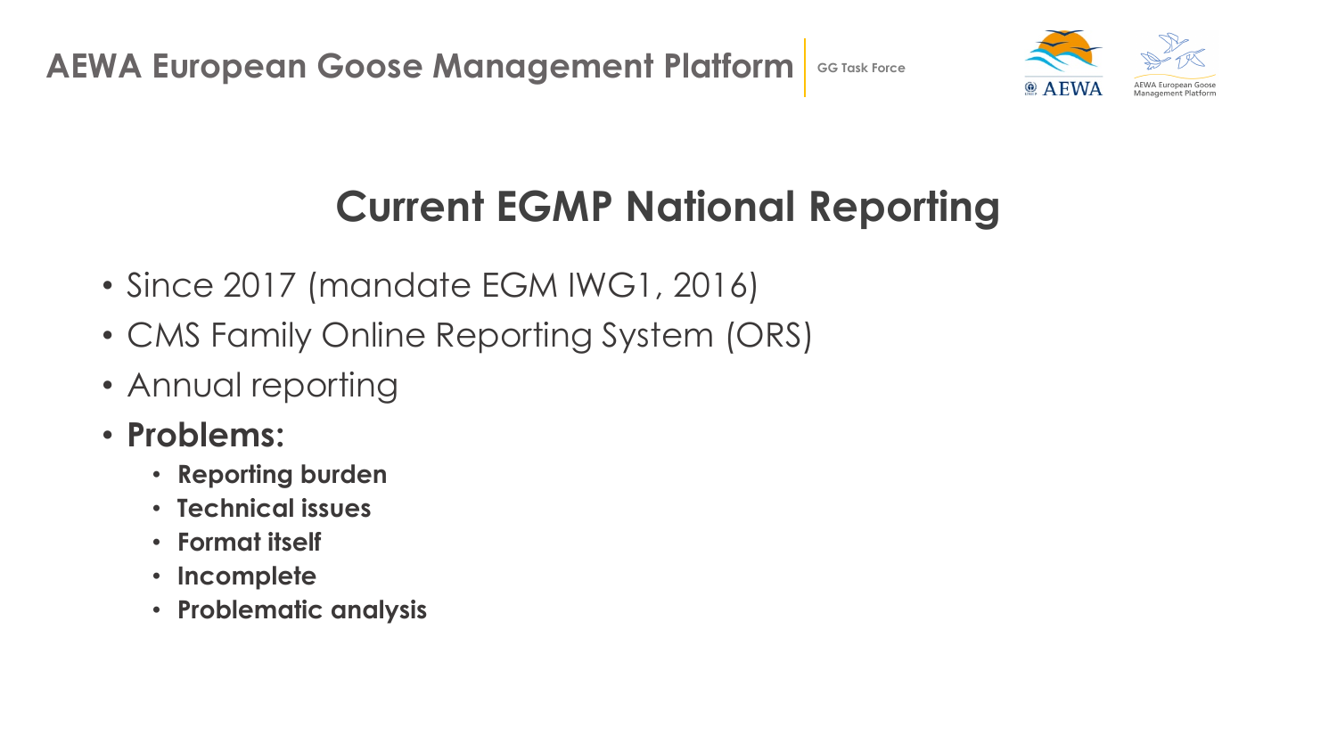AEWA European Goose Management Platform | GG Task Force

# Current EGMP National Reporting

- Since 2017 (mandate EGM IWG1, 2016)
- CMS Family Online Reporting System (ORS)
- Annual reporting
- **Problems:**
  - **Reporting burden**
  - **Technical issues**
  - **Format itself**
  - **Incomplete**
  - **Problematic analysis**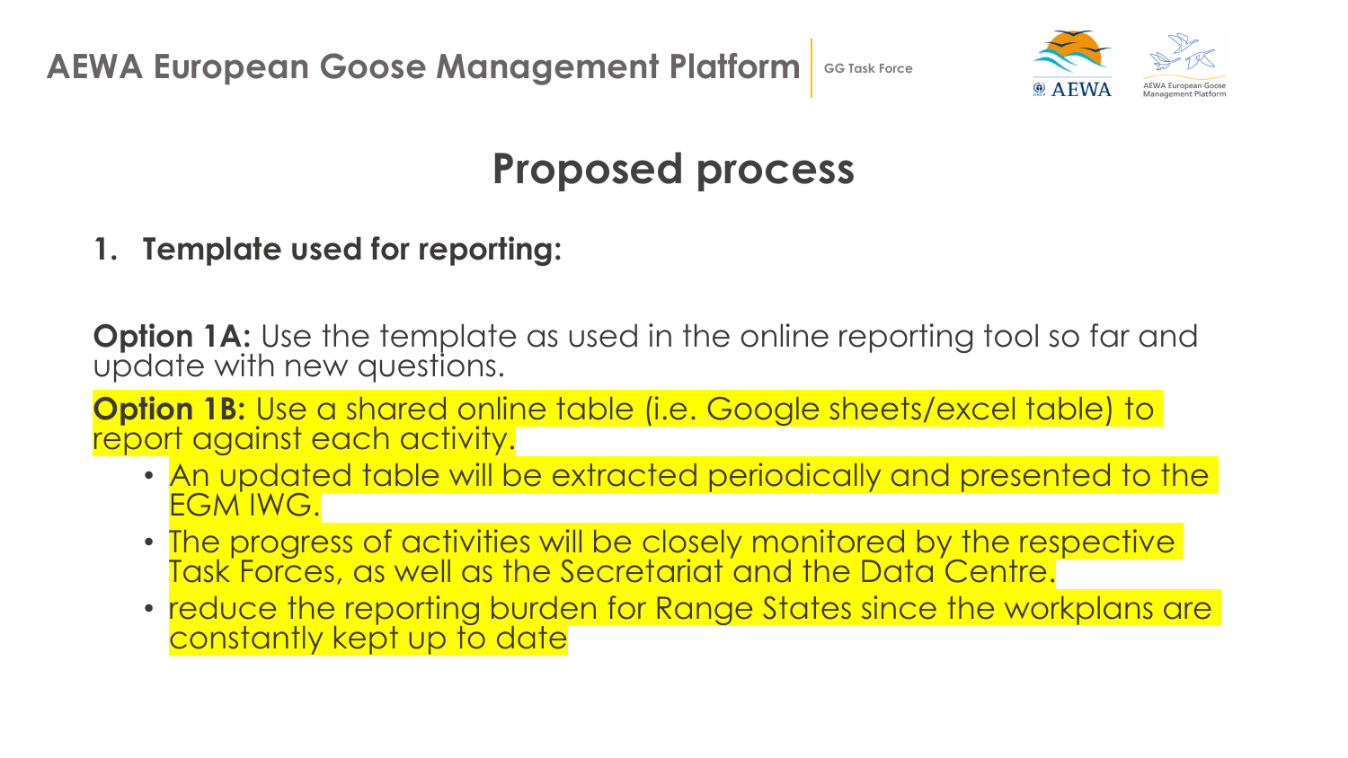# Proposed process

1. **Template used for reporting:**

**Option 1A:** Use the template as used in the online reporting tool so far and update with new questions.

**Option 1B:** Use a shared online table (i.e. Google sheets/excel table) to report against each activity.

- An updated table will be extracted periodically and presented to the EGM IWG.
- The progress of activities will be closely monitored by the respective Task Forces, as well as the Secretariat and the Data Centre.
- reduce the reporting burden for Range States since the workplans are constantly kept up to date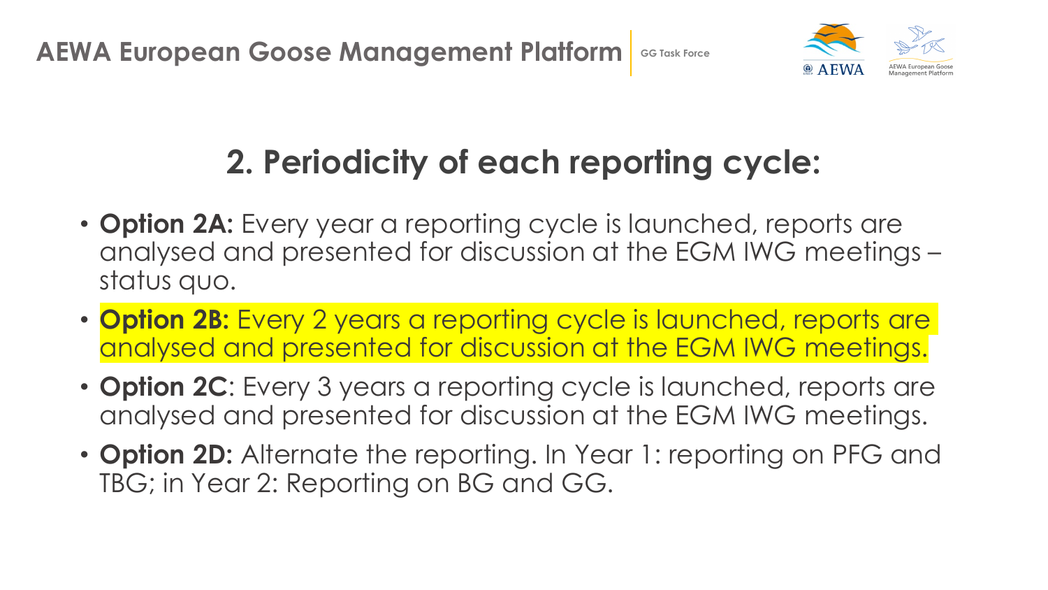## 2. Periodicity of each reporting cycle:

- **Option 2A:** Every year a reporting cycle is launched, reports are analysed and presented for discussion at the EGM IWG meetings – status quo.
- **Option 2B:** Every 2 years a reporting cycle is launched, reports are analysed and presented for discussion at the EGM IWG meetings.
- **Option 2C**: Every 3 years a reporting cycle is launched, reports are analysed and presented for discussion at the EGM IWG meetings.
- **Option 2D:** Alternate the reporting. In Year 1: reporting on PFG and TBG; in Year 2: Reporting on BG and GG.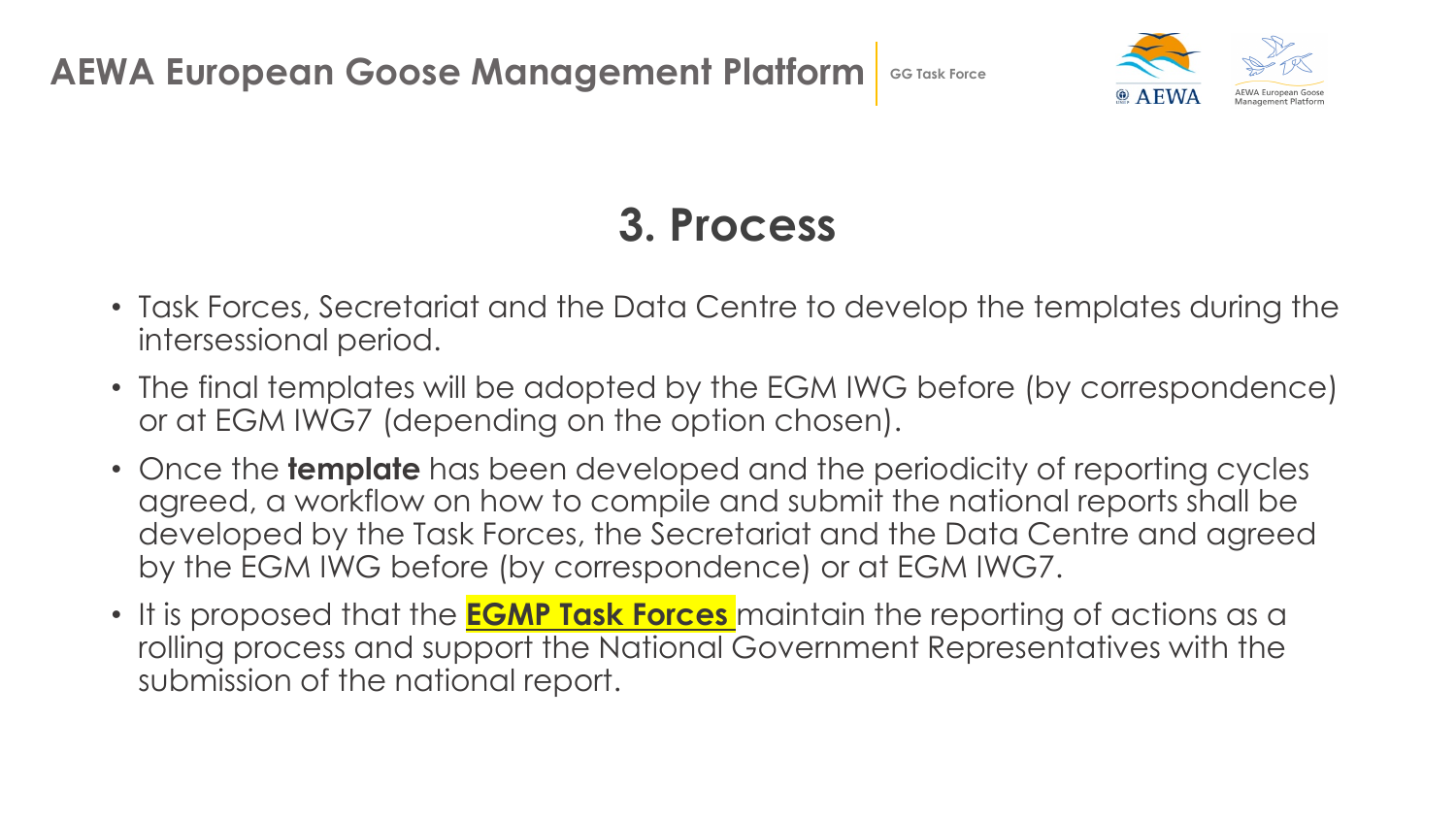# 3. Process

- Task Forces, Secretariat and the Data Centre to develop the templates during the intersessional period.
- The final templates will be adopted by the EGM IWG before (by correspondence) or at EGM IWG7 (depending on the option chosen).
- Once the **template** has been developed and the periodicity of reporting cycles agreed, a workflow on how to compile and submit the national reports shall be developed by the Task Forces, the Secretariat and the Data Centre and agreed by the EGM IWG before (by correspondence) or at EGM IWG7.
- It is proposed that the **EGMP Task Forces** maintain the reporting of actions as a rolling process and support the National Government Representatives with the submission of the national report.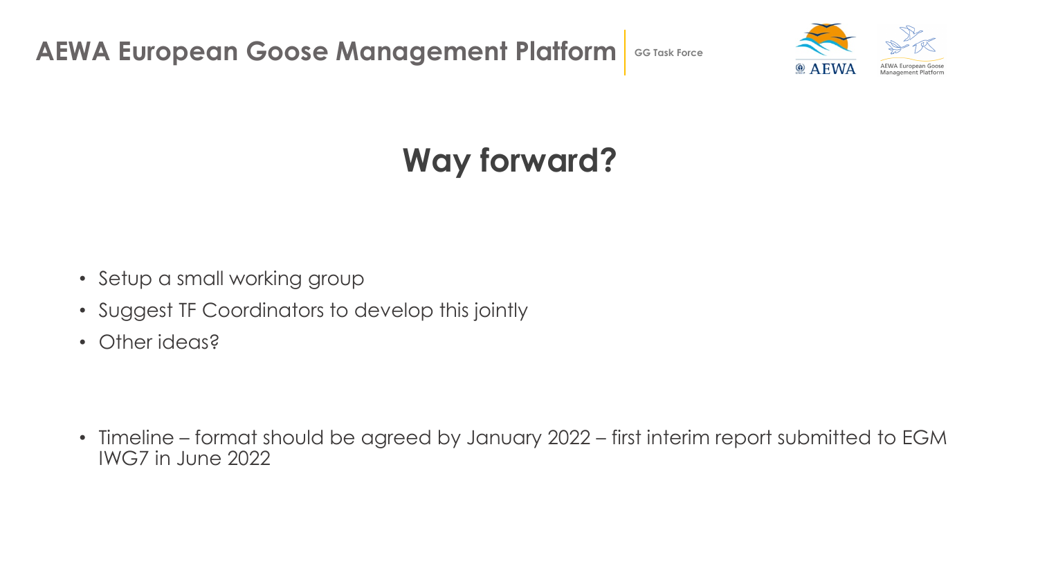# Way forward?

- Setup a small working group
- Suggest TF Coordinators to develop this jointly
- Other ideas?

- Timeline – format should be agreed by January 2022 – first interim report submitted to EGM IWG7 in June 2022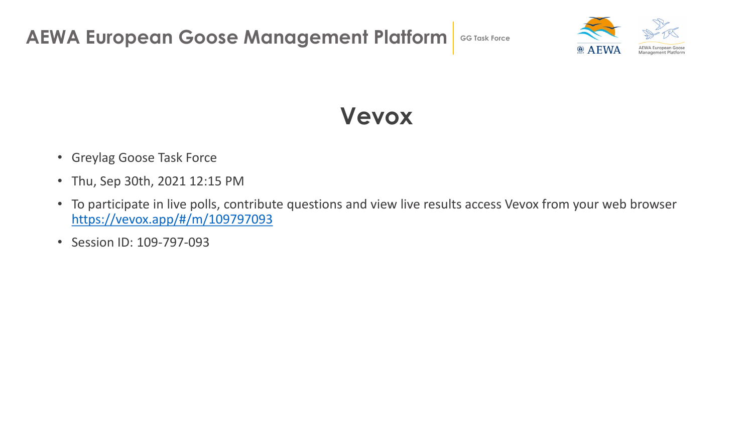# Vevox

- Greylag Goose Task Force
- Thu, Sep 30th, 2021 12:15 PM
- To participate in live polls, contribute questions and view live results access Vevox from your web browser https://vevox.app/#/m/109797093
- Session ID: 109-797-093